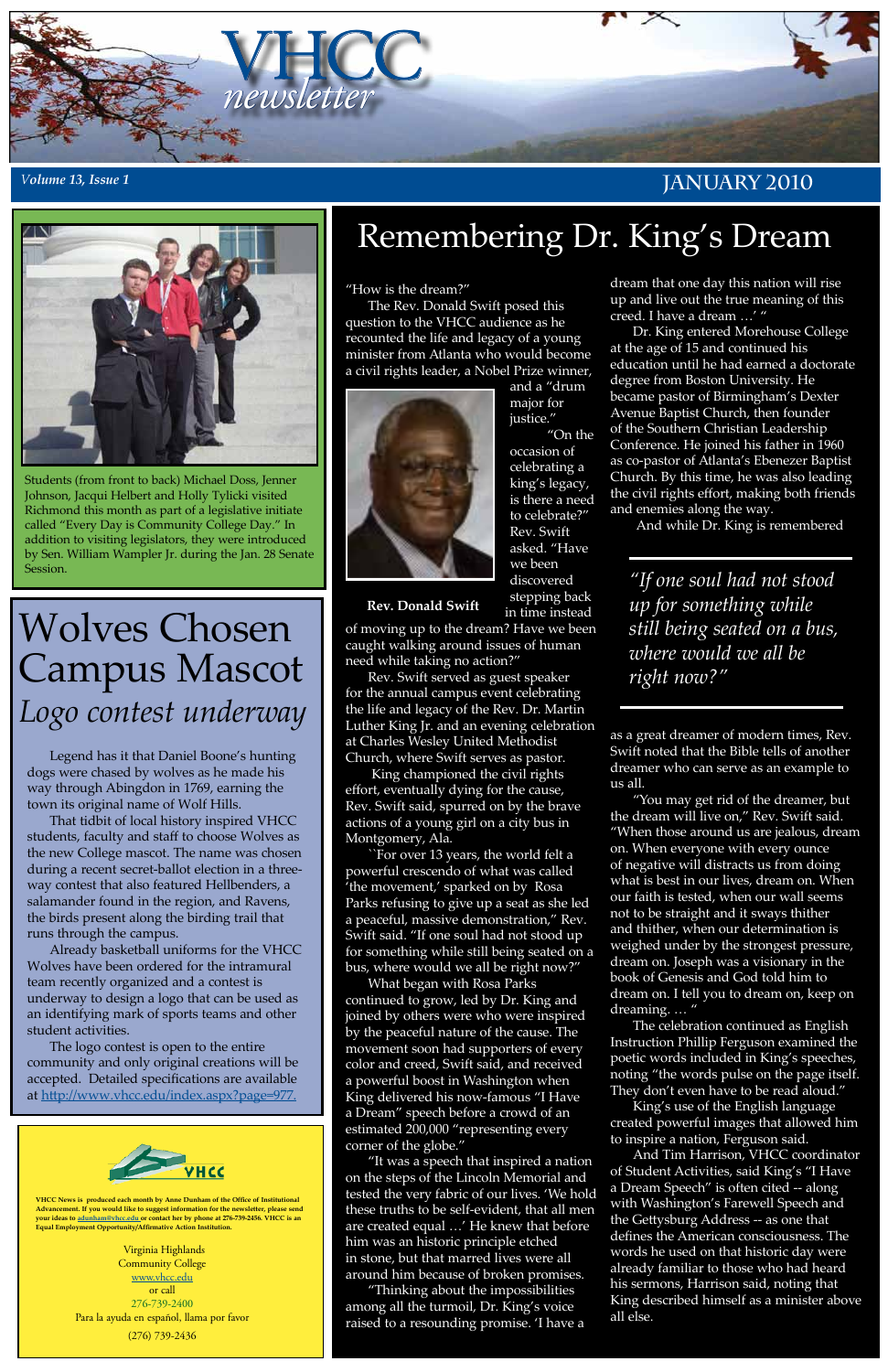# VHCC newsletter

*Volume 13, Issue 1* — JANUARY 2010

Students (from front to back) Michael Doss, Jenner Johnson, Jacqui Helbert and Holly Tylicki visited Richmond this month as part of a legislative initiate called "Every Day is Community College Day." In addition to visiting legislators, they were introduced by Sen. William Wampler Jr. during the Jan. 28 Senate Session.

# Wolves Chosen Campus Mascot

## *Logo contest underway*

Legend has it that Daniel Boone's hunting dogs were chased by wolves as he made his way through Abingdon in 1769, earning the town its original name of Wolf Hills.

That tidbit of local history inspired VHCC students, faculty and staff to choose Wolves as the new College mascot. The name was chosen during a recent secret-ballot election in a three-way contest that also featured Hellbenders, a salamander found in the region, and Ravens, the birds present along the birding trail that runs through the campus.

Already basketball uniforms for the VHCC Wolves have been ordered for the intramural team recently organized and a contest is underway to design a logo that can be used as an identifying mark of sports teams and other student activities.

The logo contest is open to the entire community and only original creations will be accepted. Detailed specifications are available at http://www.vhcc.edu/index.aspx?page=977.

VHCC

**VHCC News is produced each month by Anne Dunham of the Office of Institutional Advancement. If you would like to suggest information for the newsletter, please send your ideas to adunham@vhcc.edu or contact her by phone at 276-739-2456. VHCC is an Equal Employment Opportunity/Affirmative Action Institution.**

Virginia Highlands
Community College
www.vhcc.edu
or call
276-739-2400
Para la ayuda en español, llama por favor
(276) 739-2436

# Remembering Dr. King's Dream

"How is the dream?"

The Rev. Donald Swift posed this question to the VHCC audience as he recounted the life and legacy of a young minister from Atlanta who would become a civil rights leader, a Nobel Prize winner, and a "drum major for justice."

**Rev. Donald Swift**

"On the occasion of celebrating a king's legacy, is there a need to celebrate?" Rev. Swift asked. "Have we been discovered stepping back in time instead of moving up to the dream? Have we been caught walking around issues of human need while taking no action?"

Rev. Swift served as guest speaker for the annual campus event celebrating the life and legacy of the Rev. Dr. Martin Luther King Jr. and an evening celebration at Charles Wesley United Methodist Church, where Swift serves as pastor.

King championed the civil rights effort, eventually dying for the cause, Rev. Swift said, spurred on by the brave actions of a young girl on a city bus in Montgomery, Ala.

``For over 13 years, the world felt a powerful crescendo of what was called 'the movement,' sparked on by Rosa Parks refusing to give up a seat as she led a peaceful, massive demonstration," Rev. Swift said. "If one soul had not stood up for something while still being seated on a bus, where would we all be right now?"

What began with Rosa Parks continued to grow, led by Dr. King and joined by others were who were inspired by the peaceful nature of the cause. The movement soon had supporters of every color and creed, Swift said, and received a powerful boost in Washington when King delivered his now-famous "I Have a Dream" speech before a crowd of an estimated 200,000 "representing every corner of the globe."

"It was a speech that inspired a nation on the steps of the Lincoln Memorial and tested the very fabric of our lives. 'We hold these truths to be self-evident, that all men are created equal …' He knew that before him was an historic principle etched in stone, but that marred lives were all around him because of broken promises.

"Thinking about the impossibilities among all the turmoil, Dr. King's voice raised to a resounding promise. 'I have a dream that one day this nation will rise up and live out the true meaning of this creed. I have a dream …' "

Dr. King entered Morehouse College at the age of 15 and continued his education until he had earned a doctorate degree from Boston University. He became pastor of Birmingham's Dexter Avenue Baptist Church, then founder of the Southern Christian Leadership Conference. He joined his father in 1960 as co-pastor of Atlanta's Ebenezer Baptist Church. By this time, he was also leading the civil rights effort, making both friends and enemies along the way.

And while Dr. King is remembered as a great dreamer of modern times, Rev. Swift noted that the Bible tells of another dreamer who can serve as an example to us all.

> *"If one soul had not stood up for something while still being seated on a bus, where would we all be right now?"*

"You may get rid of the dreamer, but the dream will live on," Rev. Swift said. "When those around us are jealous, dream on. When everyone with every ounce of negative will distracts us from doing what is best in our lives, dream on. When our faith is tested, when our wall seems not to be straight and it sways thither and thither, when our determination is weighed under by the strongest pressure, dream on. Joseph was a visionary in the book of Genesis and God told him to dream on. I tell you to dream on, keep on dreaming. … "

The celebration continued as English Instruction Phillip Ferguson examined the poetic words included in King's speeches, noting "the words pulse on the page itself. They don't even have to be read aloud."

King's use of the English language created powerful images that allowed him to inspire a nation, Ferguson said.

And Tim Harrison, VHCC coordinator of Student Activities, said King's "I Have a Dream Speech" is often cited -- along with Washington's Farewell Speech and the Gettysburg Address -- as one that defines the American consciousness. The words he used on that historic day were already familiar to those who had heard his sermons, Harrison said, noting that King described himself as a minister above all else.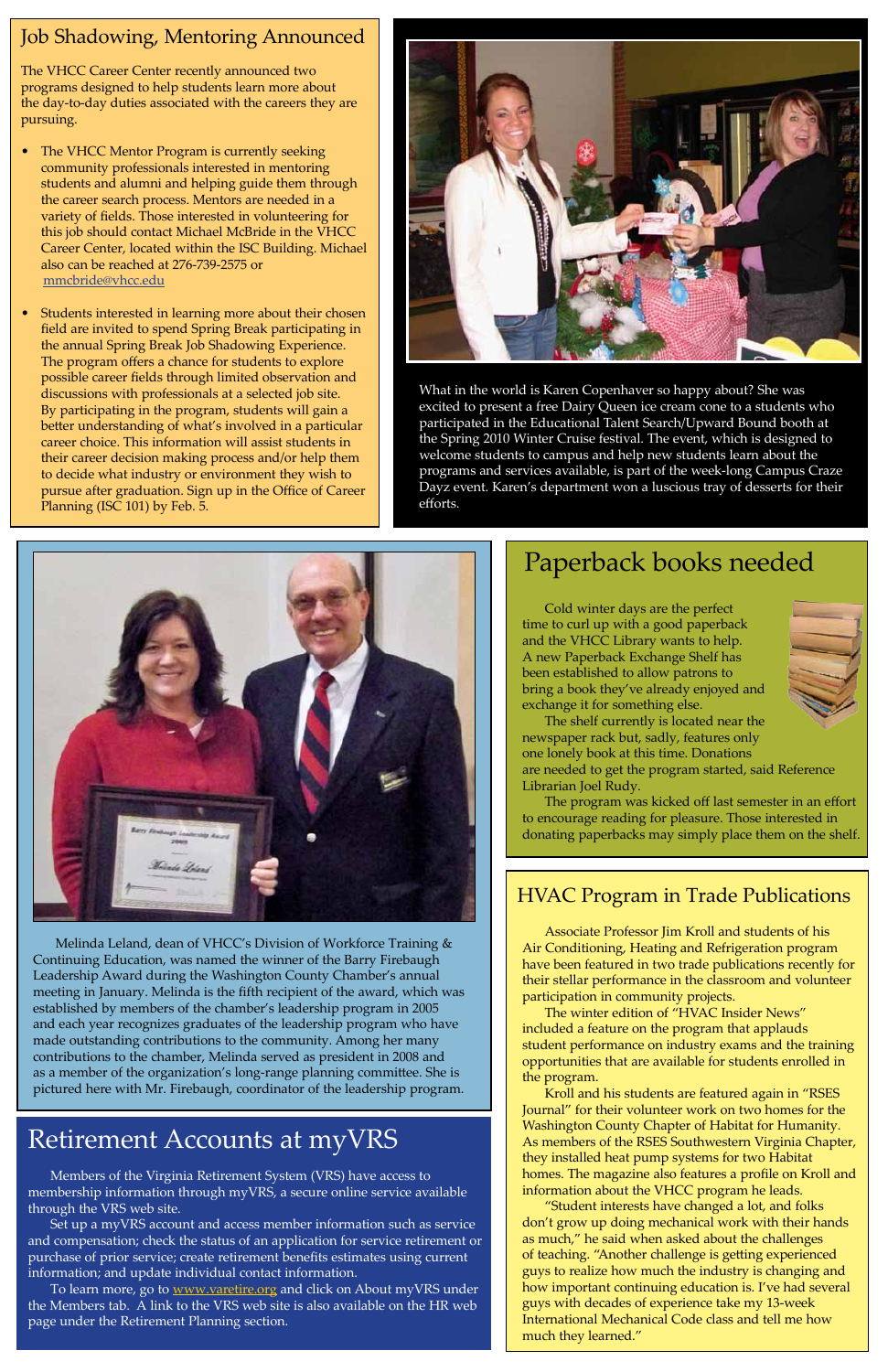## Job Shadowing, Mentoring Announced

The VHCC Career Center recently announced two programs designed to help students learn more about the day-to-day duties associated with the careers they are pursuing.

- The VHCC Mentor Program is currently seeking community professionals interested in mentoring students and alumni and helping guide them through the career search process. Mentors are needed in a variety of fields. Those interested in volunteering for this job should contact Michael McBride in the VHCC Career Center, located within the ISC Building. Michael also can be reached at 276-739-2575 or mmcbride@vhcc.edu

- Students interested in learning more about their chosen field are invited to spend Spring Break participating in the annual Spring Break Job Shadowing Experience. The program offers a chance for students to explore possible career fields through limited observation and discussions with professionals at a selected job site. By participating in the program, students will gain a better understanding of what's involved in a particular career choice. This information will assist students in their career decision making process and/or help them to decide what industry or environment they wish to pursue after graduation. Sign up in the Office of Career Planning (ISC 101) by Feb. 5.

What in the world is Karen Copenhaver so happy about? She was excited to present a free Dairy Queen ice cream cone to a students who participated in the Educational Talent Search/Upward Bound booth at the Spring 2010 Winter Cruise festival. The event, which is designed to welcome students to campus and help new students learn about the programs and services available, is part of the week-long Campus Craze Dayz event. Karen's department won a luscious tray of desserts for their efforts.

Melinda Leland, dean of VHCC's Division of Workforce Training & Continuing Education, was named the winner of the Barry Firebaugh Leadership Award during the Washington County Chamber's annual meeting in January. Melinda is the fifth recipient of the award, which was established by members of the chamber's leadership program in 2005 and each year recognizes graduates of the leadership program who have made outstanding contributions to the community. Among her many contributions to the chamber, Melinda served as president in 2008 and as a member of the organization's long-range planning committee. She is pictured here with Mr. Firebaugh, coordinator of the leadership program.

## Paperback books needed

Cold winter days are the perfect time to curl up with a good paperback and the VHCC Library wants to help. A new Paperback Exchange Shelf has been established to allow patrons to bring a book they've already enjoyed and exchange it for something else.

The shelf currently is located near the newspaper rack but, sadly, features only one lonely book at this time. Donations are needed to get the program started, said Reference Librarian Joel Rudy.

The program was kicked off last semester in an effort to encourage reading for pleasure. Those interested in donating paperbacks may simply place them on the shelf.

## HVAC Program in Trade Publications

Associate Professor Jim Kroll and students of his Air Conditioning, Heating and Refrigeration program have been featured in two trade publications recently for their stellar performance in the classroom and volunteer participation in community projects.

The winter edition of "HVAC Insider News" included a feature on the program that applauds student performance on industry exams and the training opportunities that are available for students enrolled in the program.

Kroll and his students are featured again in "RSES Journal" for their volunteer work on two homes for the Washington County Chapter of Habitat for Humanity. As members of the RSES Southwestern Virginia Chapter, they installed heat pump systems for two Habitat homes. The magazine also features a profile on Kroll and information about the VHCC program he leads.

"Student interests have changed a lot, and folks don't grow up doing mechanical work with their hands as much," he said when asked about the challenges of teaching. "Another challenge is getting experienced guys to realize how much the industry is changing and how important continuing education is. I've had several guys with decades of experience take my 13-week International Mechanical Code class and tell me how much they learned."

## Retirement Accounts at myVRS

Members of the Virginia Retirement System (VRS) have access to membership information through myVRS, a secure online service available through the VRS web site.

Set up a myVRS account and access member information such as service and compensation; check the status of an application for service retirement or purchase of prior service; create retirement benefits estimates using current information; and update individual contact information.

To learn more, go to www.varetire.org and click on About myVRS under the Members tab. A link to the VRS web site is also available on the HR web page under the Retirement Planning section.